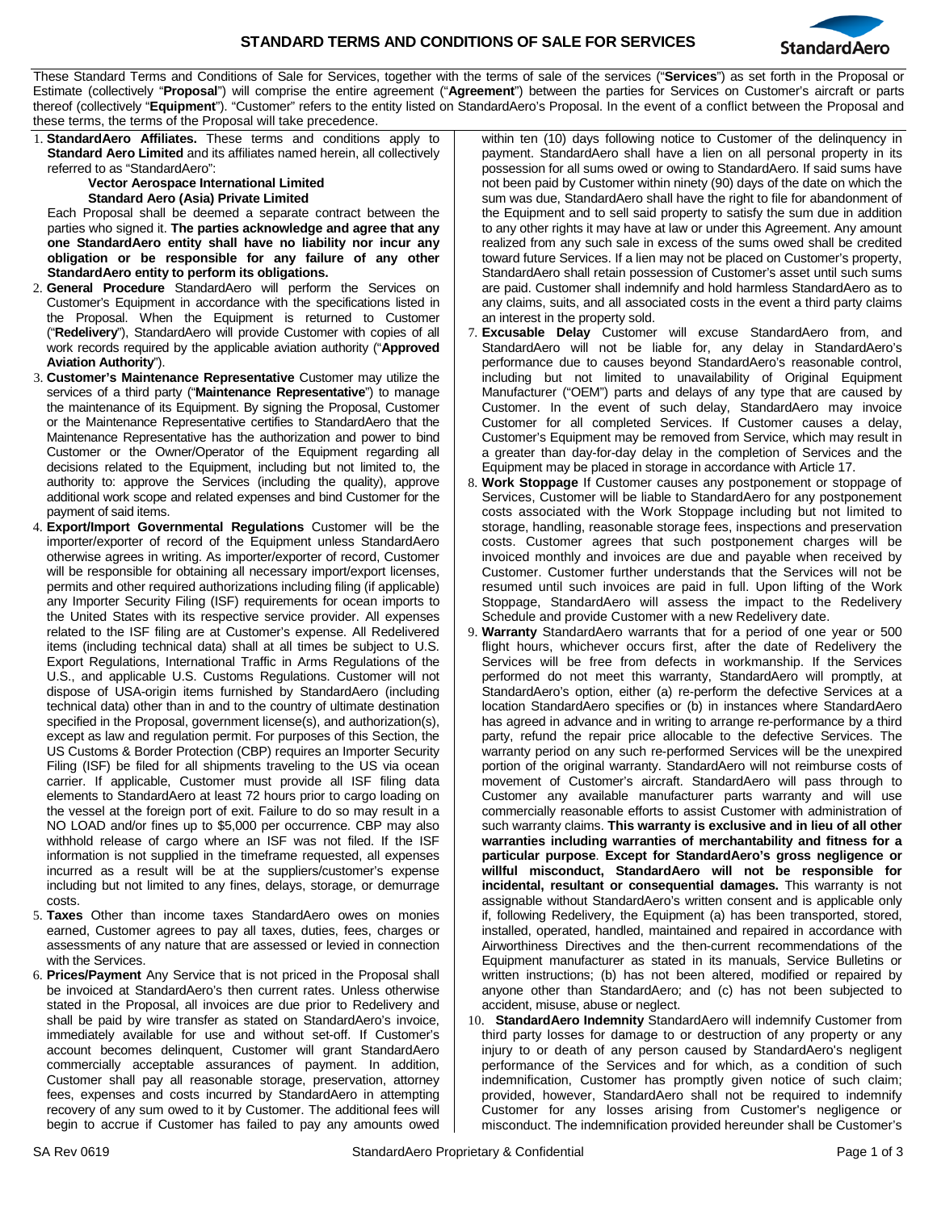# STANDARD TERMS AND CONDITIONS OF SALE FOR SERVICES

These Standard Terms and Conditions of Sale for Services, together with the terms of sale of the services ("**Services**") as set forth in the Proposal or Estimate (collectively "**Proposal**") will comprise the entire agreement ("**Agreement**") between the parties for Services on Customer's aircraft or parts thereof (collectively "**Equipment**"). "Customer" refers to the entity listed on StandardAero's Proposal. In the event of a conflict between the Proposal and these terms, the terms of the Proposal will take precedence.

1. **StandardAero Affiliates.** These terms and conditions apply to **Standard Aero Limited** and its affiliates named herein, all collectively referred to as "StandardAero":

   **Vector Aerospace International Limited**
   **Standard Aero (Asia) Private Limited**

   Each Proposal shall be deemed a separate contract between the parties who signed it. **The parties acknowledge and agree that any one StandardAero entity shall have no liability nor incur any obligation or be responsible for any failure of any other StandardAero entity to perform its obligations.**

2. **General Procedure** StandardAero will perform the Services on Customer's Equipment in accordance with the specifications listed in the Proposal. When the Equipment is returned to Customer ("**Redelivery**"), StandardAero will provide Customer with copies of all work records required by the applicable aviation authority ("**Approved Aviation Authority**").

3. **Customer's Maintenance Representative** Customer may utilize the services of a third party ("**Maintenance Representative**") to manage the maintenance of its Equipment. By signing the Proposal, Customer or the Maintenance Representative certifies to StandardAero that the Maintenance Representative has the authorization and power to bind Customer or the Owner/Operator of the Equipment regarding all decisions related to the Equipment, including but not limited to, the authority to: approve the Services (including the quality), approve additional work scope and related expenses and bind Customer for the payment of said items.

4. **Export/Import Governmental Regulations** Customer will be the importer/exporter of record of the Equipment unless StandardAero otherwise agrees in writing. As importer/exporter of record, Customer will be responsible for obtaining all necessary import/export licenses, permits and other required authorizations including filing (if applicable) any Importer Security Filing (ISF) requirements for ocean imports to the United States with its respective service provider. All expenses related to the ISF filing are at Customer's expense. All Redelivered items (including technical data) shall at all times be subject to U.S. Export Regulations, International Traffic in Arms Regulations of the U.S., and applicable U.S. Customs Regulations. Customer will not dispose of USA-origin items furnished by StandardAero (including technical data) other than in and to the country of ultimate destination specified in the Proposal, government license(s), and authorization(s), except as law and regulation permit. For purposes of this Section, the US Customs & Border Protection (CBP) requires an Importer Security Filing (ISF) be filed for all shipments traveling to the US via ocean carrier. If applicable, Customer must provide all ISF filing data elements to StandardAero at least 72 hours prior to cargo loading on the vessel at the foreign port of exit. Failure to do so may result in a NO LOAD and/or fines up to $5,000 per occurrence. CBP may also withhold release of cargo where an ISF was not filed. If the ISF information is not supplied in the timeframe requested, all expenses incurred as a result will be at the suppliers/customer's expense including but not limited to any fines, delays, storage, or demurrage costs.

5. **Taxes** Other than income taxes StandardAero owes on monies earned, Customer agrees to pay all taxes, duties, fees, charges or assessments of any nature that are assessed or levied in connection with the Services.

6. **Prices/Payment** Any Service that is not priced in the Proposal shall be invoiced at StandardAero's then current rates. Unless otherwise stated in the Proposal, all invoices are due prior to Redelivery and shall be paid by wire transfer as stated on StandardAero's invoice, immediately available for use and without set-off. If Customer's account becomes delinquent, Customer will grant StandardAero commercially acceptable assurances of payment. In addition, Customer shall pay all reasonable storage, preservation, attorney fees, expenses and costs incurred by StandardAero in attempting recovery of any sum owed to it by Customer. The additional fees will begin to accrue if Customer has failed to pay any amounts owed within ten (10) days following notice to Customer of the delinquency in payment. StandardAero shall have a lien on all personal property in its possession for all sums owed or owing to StandardAero. If said sums have not been paid by Customer within ninety (90) days of the date on which the sum was due, StandardAero shall have the right to file for abandonment of the Equipment and to sell said property to satisfy the sum due in addition to any other rights it may have at law or under this Agreement. Any amount realized from any such sale in excess of the sums owed shall be credited toward future Services. If a lien may not be placed on Customer's property, StandardAero shall retain possession of Customer's asset until such sums are paid. Customer shall indemnify and hold harmless StandardAero as to any claims, suits, and all associated costs in the event a third party claims an interest in the property sold.

7. **Excusable Delay** Customer will excuse StandardAero from, and StandardAero will not be liable for, any delay in StandardAero's performance due to causes beyond StandardAero's reasonable control, including but not limited to unavailability of Original Equipment Manufacturer ("OEM") parts and delays of any type that are caused by Customer. In the event of such delay, StandardAero may invoice Customer for all completed Services. If Customer causes a delay, Customer's Equipment may be removed from Service, which may result in a greater than day-for-day delay in the completion of Services and the Equipment may be placed in storage in accordance with Article 17.

8. **Work Stoppage** If Customer causes any postponement or stoppage of Services, Customer will be liable to StandardAero for any postponement costs associated with the Work Stoppage including but not limited to storage, handling, reasonable storage fees, inspections and preservation costs. Customer agrees that such postponement charges will be invoiced monthly and invoices are due and payable when received by Customer. Customer further understands that the Services will not be resumed until such invoices are paid in full. Upon lifting of the Work Stoppage, StandardAero will assess the impact to the Redelivery Schedule and provide Customer with a new Redelivery date.

9. **Warranty** StandardAero warrants that for a period of one year or 500 flight hours, whichever occurs first, after the date of Redelivery the Services will be free from defects in workmanship. If the Services performed do not meet this warranty, StandardAero will promptly, at StandardAero's option, either (a) re-perform the defective Services at a location StandardAero specifies or (b) in instances where StandardAero has agreed in advance and in writing to arrange re-performance by a third party, refund the repair price allocable to the defective Services. The warranty period on any such re-performed Services will be the unexpired portion of the original warranty. StandardAero will not reimburse costs of movement of Customer's aircraft. StandardAero will pass through to Customer any available manufacturer parts warranty and will use commercially reasonable efforts to assist Customer with administration of such warranty claims. **This warranty is exclusive and in lieu of all other warranties including warranties of merchantability and fitness for a particular purpose**. **Except for StandardAero's gross negligence or willful misconduct, StandardAero will not be responsible for incidental, resultant or consequential damages.** This warranty is not assignable without StandardAero's written consent and is applicable only if, following Redelivery, the Equipment (a) has been transported, stored, installed, operated, handled, maintained and repaired in accordance with Airworthiness Directives and the then-current recommendations of the Equipment manufacturer as stated in its manuals, Service Bulletins or written instructions; (b) has not been altered, modified or repaired by anyone other than StandardAero; and (c) has not been subjected to accident, misuse, abuse or neglect.

10. **StandardAero Indemnity** StandardAero will indemnify Customer from third party losses for damage to or destruction of any property or any injury to or death of any person caused by StandardAero's negligent performance of the Services and for which, as a condition of such indemnification, Customer has promptly given notice of such claim; provided, however, StandardAero shall not be required to indemnify Customer for any losses arising from Customer's negligence or misconduct. The indemnification provided hereunder shall be Customer's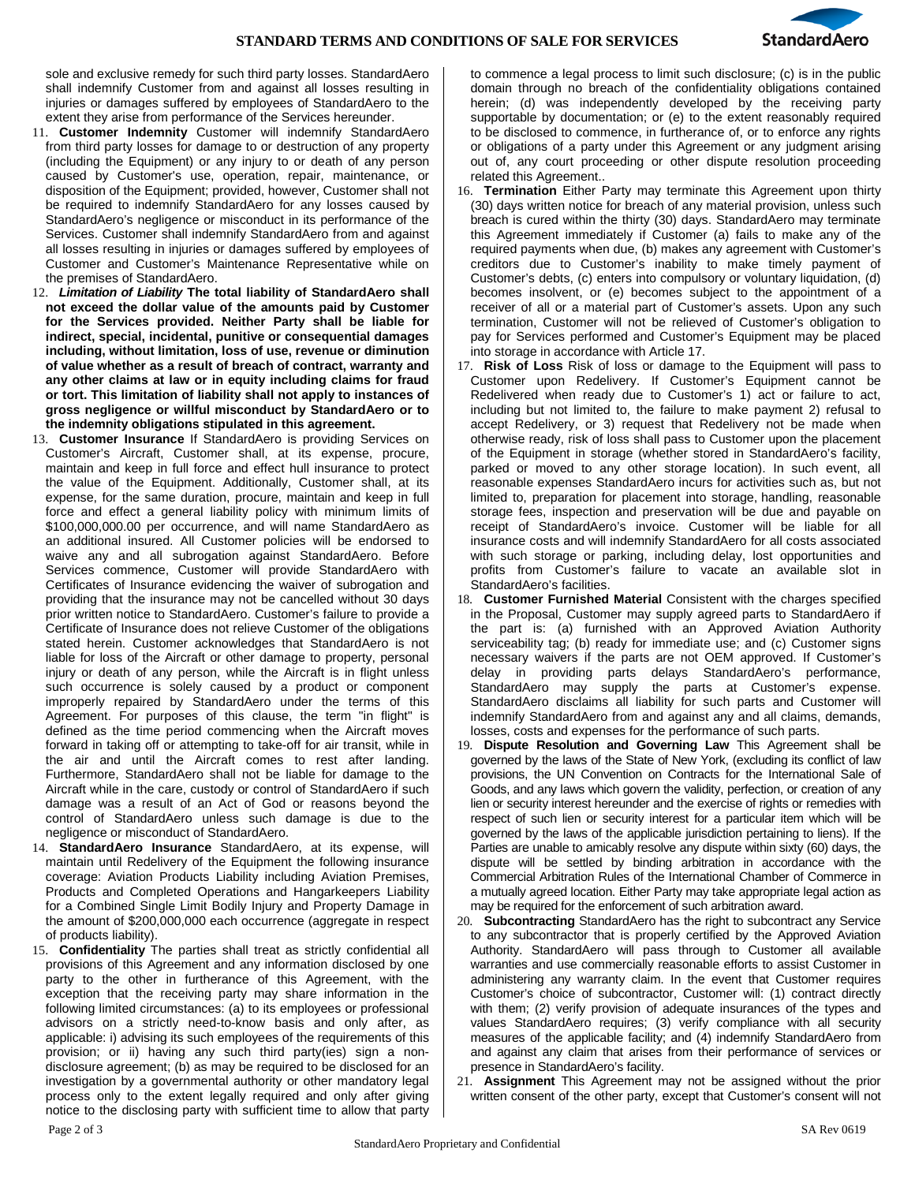sole and exclusive remedy for such third party losses. StandardAero shall indemnify Customer from and against all losses resulting in injuries or damages suffered by employees of StandardAero to the extent they arise from performance of the Services hereunder.

11. **Customer Indemnity** Customer will indemnify StandardAero from third party losses for damage to or destruction of any property (including the Equipment) or any injury to or death of any person caused by Customer's use, operation, repair, maintenance, or disposition of the Equipment; provided, however, Customer shall not be required to indemnify StandardAero for any losses caused by StandardAero's negligence or misconduct in its performance of the Services. Customer shall indemnify StandardAero from and against all losses resulting in injuries or damages suffered by employees of Customer and Customer's Maintenance Representative while on the premises of StandardAero.
12. ***Limitation of Liability*** **The total liability of StandardAero shall not exceed the dollar value of the amounts paid by Customer for the Services provided. Neither Party shall be liable for indirect, special, incidental, punitive or consequential damages including, without limitation, loss of use, revenue or diminution of value whether as a result of breach of contract, warranty and any other claims at law or in equity including claims for fraud or tort. This limitation of liability shall not apply to instances of gross negligence or willful misconduct by StandardAero or to the indemnity obligations stipulated in this agreement.**
13. **Customer Insurance** If StandardAero is providing Services on Customer's Aircraft, Customer shall, at its expense, procure, maintain and keep in full force and effect hull insurance to protect the value of the Equipment. Additionally, Customer shall, at its expense, for the same duration, procure, maintain and keep in full force and effect a general liability policy with minimum limits of $100,000,000.00 per occurrence, and will name StandardAero as an additional insured. All Customer policies will be endorsed to waive any and all subrogation against StandardAero. Before Services commence, Customer will provide StandardAero with Certificates of Insurance evidencing the waiver of subrogation and providing that the insurance may not be cancelled without 30 days prior written notice to StandardAero. Customer's failure to provide a Certificate of Insurance does not relieve Customer of the obligations stated herein. Customer acknowledges that StandardAero is not liable for loss of the Aircraft or other damage to property, personal injury or death of any person, while the Aircraft is in flight unless such occurrence is solely caused by a product or component improperly repaired by StandardAero under the terms of this Agreement. For purposes of this clause, the term "in flight" is defined as the time period commencing when the Aircraft moves forward in taking off or attempting to take-off for air transit, while in the air and until the Aircraft comes to rest after landing. Furthermore, StandardAero shall not be liable for damage to the Aircraft while in the care, custody or control of StandardAero if such damage was a result of an Act of God or reasons beyond the control of StandardAero unless such damage is due to the negligence or misconduct of StandardAero.
14. **StandardAero Insurance** StandardAero, at its expense, will maintain until Redelivery of the Equipment the following insurance coverage: Aviation Products Liability including Aviation Premises, Products and Completed Operations and Hangarkeepers Liability for a Combined Single Limit Bodily Injury and Property Damage in the amount of $200,000,000 each occurrence (aggregate in respect of products liability).
15. **Confidentiality** The parties shall treat as strictly confidential all provisions of this Agreement and any information disclosed by one party to the other in furtherance of this Agreement, with the exception that the receiving party may share information in the following limited circumstances: (a) to its employees or professional advisors on a strictly need-to-know basis and only after, as applicable: i) advising its such employees of the requirements of this provision; or ii) having any such third party(ies) sign a non-disclosure agreement; (b) as may be required to be disclosed for an investigation by a governmental authority or other mandatory legal process only to the extent legally required and only after giving notice to the disclosing party with sufficient time to allow that party to commence a legal process to limit such disclosure; (c) is in the public domain through no breach of the confidentiality obligations contained herein; (d) was independently developed by the receiving party supportable by documentation; or (e) to the extent reasonably required to be disclosed to commence, in furtherance of, or to enforce any rights or obligations of a party under this Agreement or any judgment arising out of, any court proceeding or other dispute resolution proceeding related this Agreement..
16. **Termination** Either Party may terminate this Agreement upon thirty (30) days written notice for breach of any material provision, unless such breach is cured within the thirty (30) days. StandardAero may terminate this Agreement immediately if Customer (a) fails to make any of the required payments when due, (b) makes any agreement with Customer's creditors due to Customer's inability to make timely payment of Customer's debts, (c) enters into compulsory or voluntary liquidation, (d) becomes insolvent, or (e) becomes subject to the appointment of a receiver of all or a material part of Customer's assets. Upon any such termination, Customer will not be relieved of Customer's obligation to pay for Services performed and Customer's Equipment may be placed into storage in accordance with Article 17.
17. **Risk of Loss** Risk of loss or damage to the Equipment will pass to Customer upon Redelivery. If Customer's Equipment cannot be Redelivered when ready due to Customer's 1) act or failure to act, including but not limited to, the failure to make payment 2) refusal to accept Redelivery, or 3) request that Redelivery not be made when otherwise ready, risk of loss shall pass to Customer upon the placement of the Equipment in storage (whether stored in StandardAero's facility, parked or moved to any other storage location). In such event, all reasonable expenses StandardAero incurs for activities such as, but not limited to, preparation for placement into storage, handling, reasonable storage fees, inspection and preservation will be due and payable on receipt of StandardAero's invoice. Customer will be liable for all insurance costs and will indemnify StandardAero for all costs associated with such storage or parking, including delay, lost opportunities and profits from Customer's failure to vacate an available slot in StandardAero's facilities.
18. **Customer Furnished Material** Consistent with the charges specified in the Proposal, Customer may supply agreed parts to StandardAero if the part is: (a) furnished with an Approved Aviation Authority serviceability tag; (b) ready for immediate use; and (c) Customer signs necessary waivers if the parts are not OEM approved. If Customer's delay in providing parts delays StandardAero's performance, StandardAero may supply the parts at Customer's expense. StandardAero disclaims all liability for such parts and Customer will indemnify StandardAero from and against any and all claims, demands, losses, costs and expenses for the performance of such parts.
19. **Dispute Resolution and Governing Law** This Agreement shall be governed by the laws of the State of New York, (excluding its conflict of law provisions, the UN Convention on Contracts for the International Sale of Goods, and any laws which govern the validity, perfection, or creation of any lien or security interest hereunder and the exercise of rights or remedies with respect of such lien or security interest for a particular item which will be governed by the laws of the applicable jurisdiction pertaining to liens). If the Parties are unable to amicably resolve any dispute within sixty (60) days, the dispute will be settled by binding arbitration in accordance with the Commercial Arbitration Rules of the International Chamber of Commerce in a mutually agreed location. Either Party may take appropriate legal action as may be required for the enforcement of such arbitration award.
20. **Subcontracting** StandardAero has the right to subcontract any Service to any subcontractor that is properly certified by the Approved Aviation Authority. StandardAero will pass through to Customer all available warranties and use commercially reasonable efforts to assist Customer in administering any warranty claim. In the event that Customer requires Customer's choice of subcontractor, Customer will: (1) contract directly with them; (2) verify provision of adequate insurances of the types and values StandardAero requires; (3) verify compliance with all security measures of the applicable facility; and (4) indemnify StandardAero from and against any claim that arises from their performance of services or presence in StandardAero's facility.
21. **Assignment** This Agreement may not be assigned without the prior written consent of the other party, except that Customer's consent will not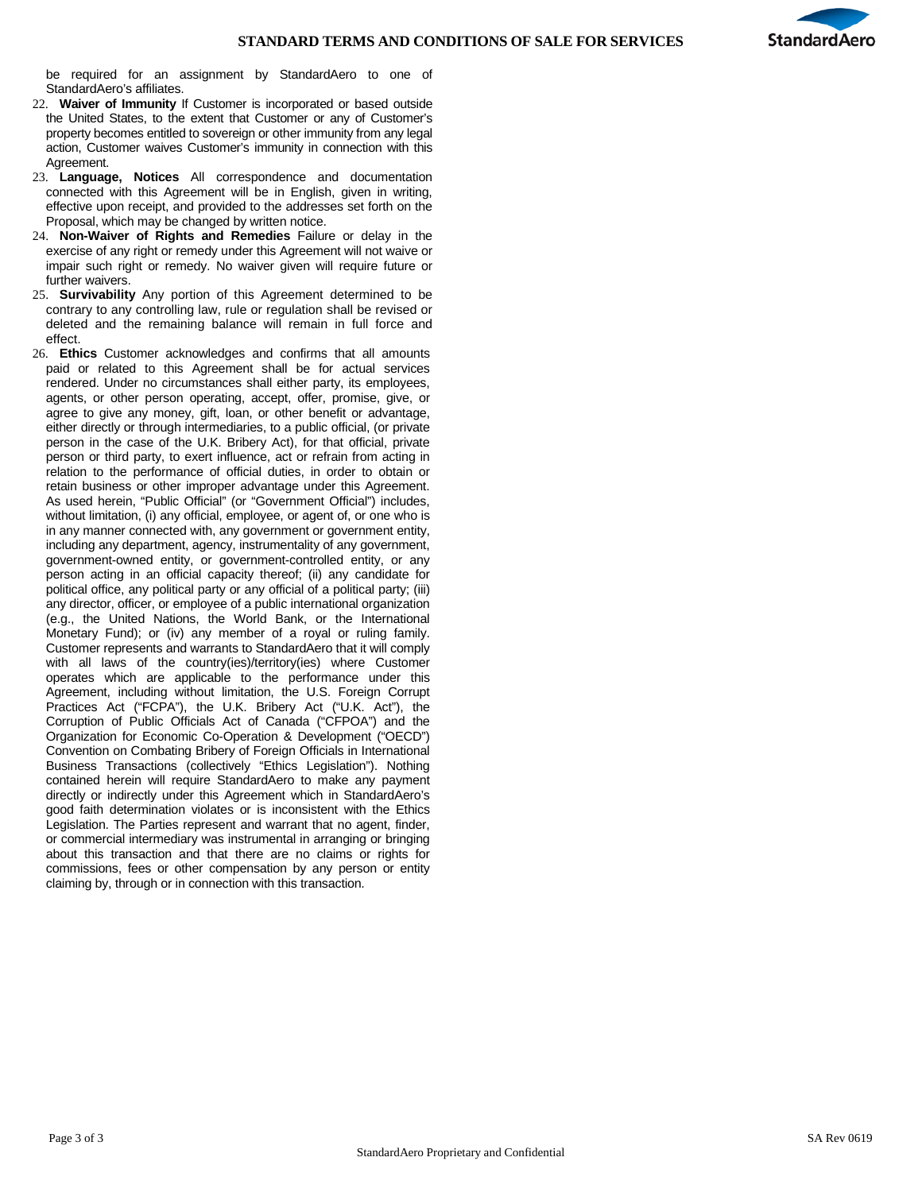be required for an assignment by StandardAero to one of StandardAero's affiliates.

22. **Waiver of Immunity** If Customer is incorporated or based outside the United States, to the extent that Customer or any of Customer's property becomes entitled to sovereign or other immunity from any legal action, Customer waives Customer's immunity in connection with this Agreement.
23. **Language, Notices** All correspondence and documentation connected with this Agreement will be in English, given in writing, effective upon receipt, and provided to the addresses set forth on the Proposal, which may be changed by written notice.
24. **Non-Waiver of Rights and Remedies** Failure or delay in the exercise of any right or remedy under this Agreement will not waive or impair such right or remedy. No waiver given will require future or further waivers.
25. **Survivability** Any portion of this Agreement determined to be contrary to any controlling law, rule or regulation shall be revised or deleted and the remaining balance will remain in full force and effect.
26. **Ethics** Customer acknowledges and confirms that all amounts paid or related to this Agreement shall be for actual services rendered. Under no circumstances shall either party, its employees, agents, or other person operating, accept, offer, promise, give, or agree to give any money, gift, loan, or other benefit or advantage, either directly or through intermediaries, to a public official, (or private person in the case of the U.K. Bribery Act), for that official, private person or third party, to exert influence, act or refrain from acting in relation to the performance of official duties, in order to obtain or retain business or other improper advantage under this Agreement. As used herein, "Public Official" (or "Government Official") includes, without limitation, (i) any official, employee, or agent of, or one who is in any manner connected with, any government or government entity, including any department, agency, instrumentality of any government, government-owned entity, or government-controlled entity, or any person acting in an official capacity thereof; (ii) any candidate for political office, any political party or any official of a political party; (iii) any director, officer, or employee of a public international organization (e.g., the United Nations, the World Bank, or the International Monetary Fund); or (iv) any member of a royal or ruling family. Customer represents and warrants to StandardAero that it will comply with all laws of the country(ies)/territory(ies) where Customer operates which are applicable to the performance under this Agreement, including without limitation, the U.S. Foreign Corrupt Practices Act ("FCPA"), the U.K. Bribery Act ("U.K. Act"), the Corruption of Public Officials Act of Canada ("CFPOA") and the Organization for Economic Co-Operation & Development ("OECD") Convention on Combating Bribery of Foreign Officials in International Business Transactions (collectively "Ethics Legislation"). Nothing contained herein will require StandardAero to make any payment directly or indirectly under this Agreement which in StandardAero's good faith determination violates or is inconsistent with the Ethics Legislation. The Parties represent and warrant that no agent, finder, or commercial intermediary was instrumental in arranging or bringing about this transaction and that there are no claims or rights for commissions, fees or other compensation by any person or entity claiming by, through or in connection with this transaction.